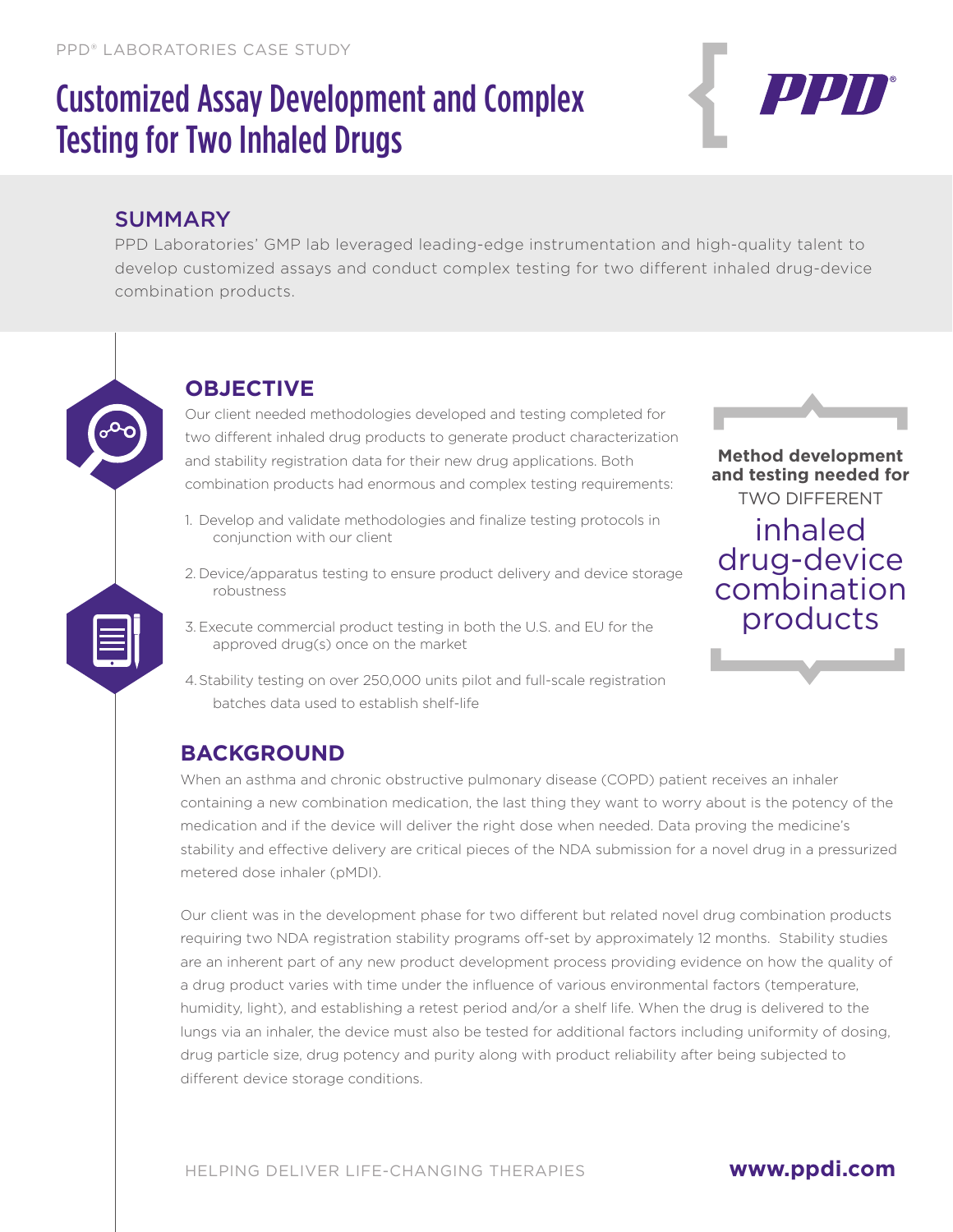PPD® LABORATORIES CASE STUDY

# Customized Assay Development and Complex Testing for Two Inhaled Drugs

## SUMMARY

PPD Laboratories' GMP lab leveraged leading-edge instrumentation and high-quality talent to develop customized assays and conduct complex testing for two different inhaled drug-device combination products.

## OBJECTIVE

Our client needed methodologies developed and testing completed for two different inhaled drug products to generate product characterization and stability registration data for their new drug applications. Both combination products had enormous and complex testing requirements:

1. Develop and validate methodologies and finalize testing protocols in conjunction with our client
2. Device/apparatus testing to ensure product delivery and device storage robustness
3. Execute commercial product testing in both the U.S. and EU for the approved drug(s) once on the market
4. Stability testing on over 250,000 units pilot and full-scale registration batches data used to establish shelf-life

**Method development and testing needed for** TWO DIFFERENT inhaled drug-device combination products

## BACKGROUND

When an asthma and chronic obstructive pulmonary disease (COPD) patient receives an inhaler containing a new combination medication, the last thing they want to worry about is the potency of the medication and if the device will deliver the right dose when needed. Data proving the medicine's stability and effective delivery are critical pieces of the NDA submission for a novel drug in a pressurized metered dose inhaler (pMDI).

Our client was in the development phase for two different but related novel drug combination products requiring two NDA registration stability programs off-set by approximately 12 months. Stability studies are an inherent part of any new product development process providing evidence on how the quality of a drug product varies with time under the influence of various environmental factors (temperature, humidity, light), and establishing a retest period and/or a shelf life. When the drug is delivered to the lungs via an inhaler, the device must also be tested for additional factors including uniformity of dosing, drug particle size, drug potency and purity along with product reliability after being subjected to different device storage conditions.

HELPING DELIVER LIFE-CHANGING THERAPIES **www.ppdi.com**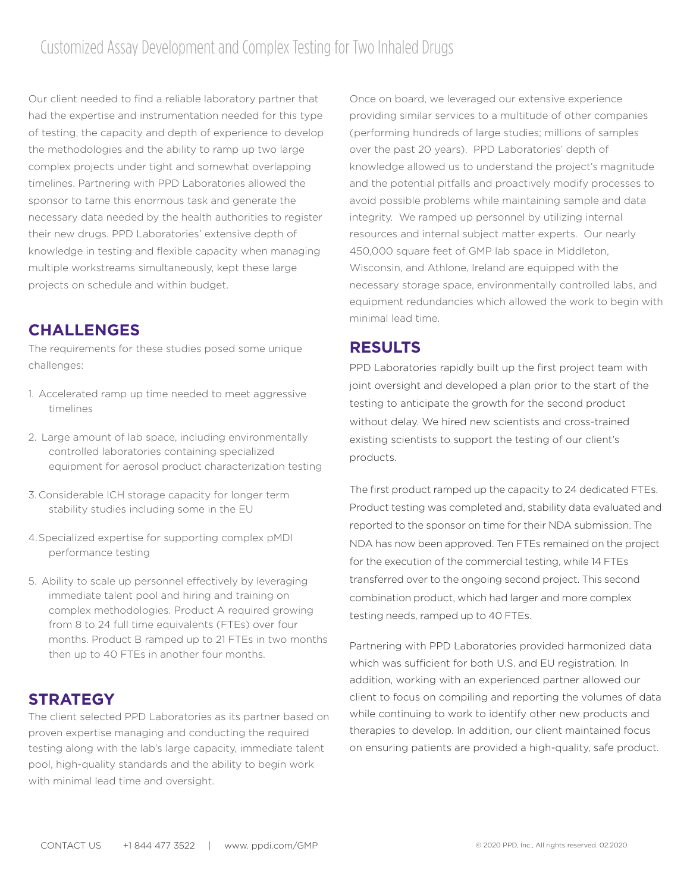# Customized Assay Development and Complex Testing for Two Inhaled Drugs

Our client needed to find a reliable laboratory partner that had the expertise and instrumentation needed for this type of testing, the capacity and depth of experience to develop the methodologies and the ability to ramp up two large complex projects under tight and somewhat overlapping timelines. Partnering with PPD Laboratories allowed the sponsor to tame this enormous task and generate the necessary data needed by the health authorities to register their new drugs. PPD Laboratories' extensive depth of knowledge in testing and flexible capacity when managing multiple workstreams simultaneously, kept these large projects on schedule and within budget.

## CHALLENGES

The requirements for these studies posed some unique challenges:

1. Accelerated ramp up time needed to meet aggressive timelines
2. Large amount of lab space, including environmentally controlled laboratories containing specialized equipment for aerosol product characterization testing
3. Considerable ICH storage capacity for longer term stability studies including some in the EU
4. Specialized expertise for supporting complex pMDI performance testing
5. Ability to scale up personnel effectively by leveraging immediate talent pool and hiring and training on complex methodologies. Product A required growing from 8 to 24 full time equivalents (FTEs) over four months. Product B ramped up to 21 FTEs in two months then up to 40 FTEs in another four months.

## STRATEGY

The client selected PPD Laboratories as its partner based on proven expertise managing and conducting the required testing along with the lab's large capacity, immediate talent pool, high-quality standards and the ability to begin work with minimal lead time and oversight.

Once on board, we leveraged our extensive experience providing similar services to a multitude of other companies (performing hundreds of large studies; millions of samples over the past 20 years). PPD Laboratories' depth of knowledge allowed us to understand the project's magnitude and the potential pitfalls and proactively modify processes to avoid possible problems while maintaining sample and data integrity. We ramped up personnel by utilizing internal resources and internal subject matter experts. Our nearly 450,000 square feet of GMP lab space in Middleton, Wisconsin, and Athlone, Ireland are equipped with the necessary storage space, environmentally controlled labs, and equipment redundancies which allowed the work to begin with minimal lead time.

## RESULTS

PPD Laboratories rapidly built up the first project team with joint oversight and developed a plan prior to the start of the testing to anticipate the growth for the second product without delay. We hired new scientists and cross-trained existing scientists to support the testing of our client's products.

The first product ramped up the capacity to 24 dedicated FTEs. Product testing was completed and, stability data evaluated and reported to the sponsor on time for their NDA submission. The NDA has now been approved. Ten FTEs remained on the project for the execution of the commercial testing, while 14 FTEs transferred over to the ongoing second project. This second combination product, which had larger and more complex testing needs, ramped up to 40 FTEs.

Partnering with PPD Laboratories provided harmonized data which was sufficient for both U.S. and EU registration. In addition, working with an experienced partner allowed our client to focus on compiling and reporting the volumes of data while continuing to work to identify other new products and therapies to develop. In addition, our client maintained focus on ensuring patients are provided a high-quality, safe product.

CONTACT US +1 844 477 3522 | www. ppdi.com/GMP

© 2020 PPD, Inc., All rights reserved. 02.2020